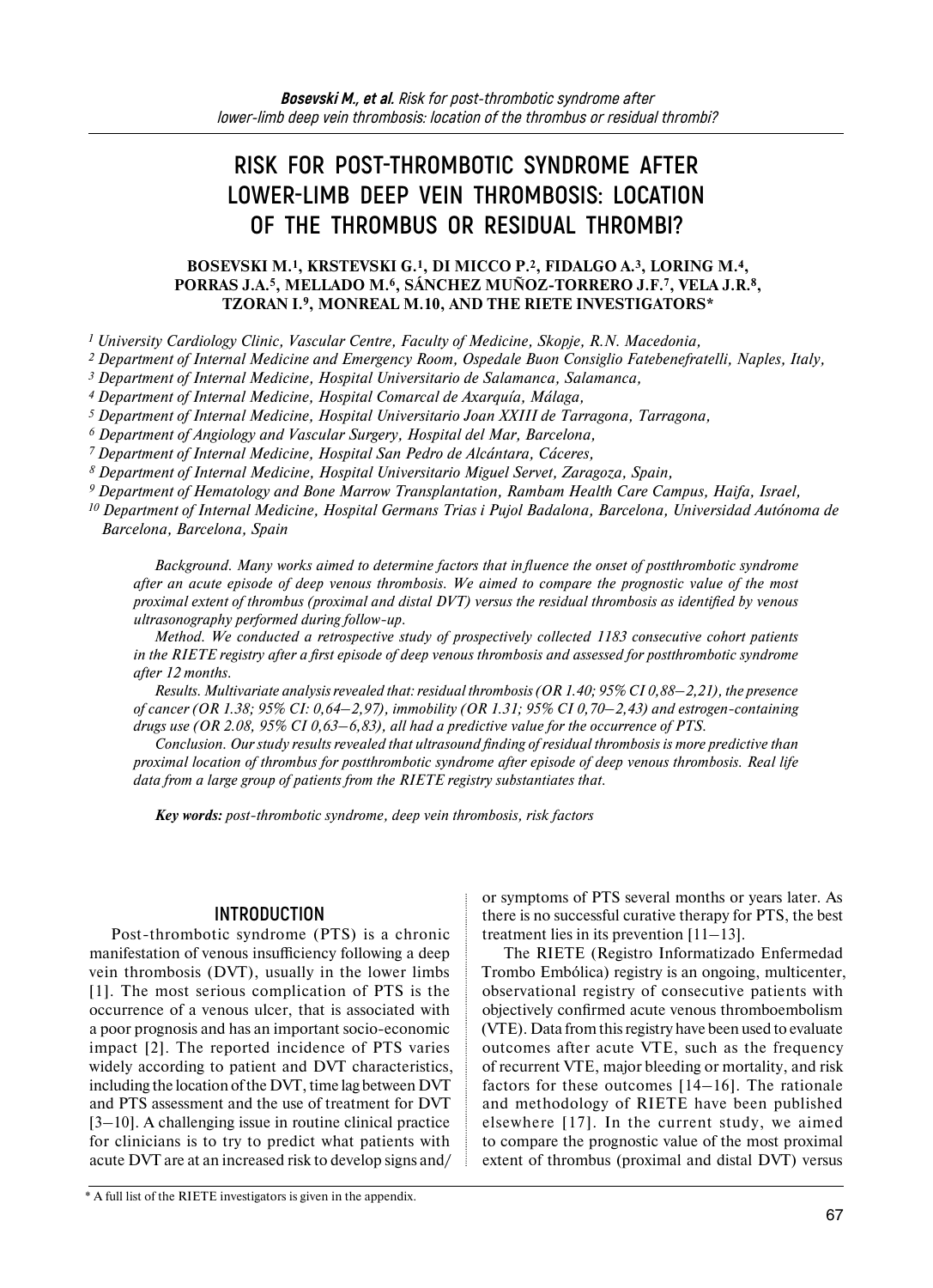# RISK FOR POST-THROMBOTIC SYNDROME AFTER LOWER-LIMB DEEP VEIN THROMBOSIS: LOCATION OF THE THROMBUS OR RESIDUAL THROMBI?

**BOSEVSKI M.[1], KRSTEVSKI G.[1], DI MICCO P.[2], FIDALGO A.[3], LORING M.[4], PORRAS J.A.[5], MELLADO M.[6], SÁNCHEZ MUÑOZ-TORRERO J.F.[7], VELA J.R.[8], TZORAN I.[9], MONREAL M.10, AND THE RIETE INVESTIGATORS***

*[1] University Cardiology Clinic, Vascular Centre, Faculty of Medicine, Skopje, R.N. Macedonia,*
*[2] Department of Internal Medicine and Emergency Room, Ospedale Buon Consiglio Fatebenefratelli, Naples, Italy,*
*[3] Department of Internal Medicine, Hospital Universitario de Salamanca, Salamanca,*
*[4] Department of Internal Medicine, Hospital Comarcal de Axarquía, Málaga,*
*[5] Department of Internal Medicine, Hospital Universitario Joan XXIII de Tarragona, Tarragona,*
*[6] Department of Angiology and Vascular Surgery, Hospital del Mar, Barcelona,*
*[7] Department of Internal Medicine, Hospital San Pedro de Alcántara, Cáceres,*
*[8] Department of Internal Medicine, Hospital Universitario Miguel Servet, Zaragoza, Spain,*
*[9] Department of Hematology and Bone Marrow Transplantation, Rambam Health Care Campus, Haifa, Israel,*
*[10] Department of Internal Medicine, Hospital Germans Trias i Pujol Badalona, Barcelona, Universidad Autónoma de Barcelona, Barcelona, Spain*

*Background. Many works aimed to determine factors that influence the onset of postthrombotic syndrome after an acute episode of deep venous thrombosis. We aimed to compare the prognostic value of the most proximal extent of thrombus (proximal and distal DVT) versus the residual thrombosis as identified by venous ultrasonography performed during follow-up.*

*Method. We conducted a retrospective study of prospectively collected 1183 consecutive cohort patients in the RIETE registry after a first episode of deep venous thrombosis and assessed for postthrombotic syndrome after 12 months.*

*Results. Multivariate analysis revealed that: residual thrombosis (OR 1.40; 95% CI 0,88–2,21), the presence of cancer (OR 1.38; 95% CI: 0,64–2,97), immobility (OR 1.31; 95% CI 0,70–2,43) and estrogen-containing drugs use (OR 2.08, 95% CI 0,63–6,83), all had a predictive value for the occurrence of PTS.*

*Conclusion. Our study results revealed that ultrasound finding of residual thrombosis is more predictive than proximal location of thrombus for postthrombotic syndrome after episode of deep venous thrombosis. Real life data from a large group of patients from the RIETE registry substantiates that.*

***Key words:** post-thrombotic syndrome, deep vein thrombosis, risk factors*

## INTRODUCTION

Post-thrombotic syndrome (PTS) is a chronic manifestation of venous insufficiency following a deep vein thrombosis (DVT), usually in the lower limbs [1]. The most serious complication of PTS is the occurrence of a venous ulcer, that is associated with a poor prognosis and has an important socio-economic impact [2]. The reported incidence of PTS varies widely according to patient and DVT characteristics, including the location of the DVT, time lag between DVT and PTS assessment and the use of treatment for DVT [3–10]. A challenging issue in routine clinical practice for clinicians is to try to predict what patients with acute DVT are at an increased risk to develop signs and/or symptoms of PTS several months or years later. As there is no successful curative therapy for PTS, the best treatment lies in its prevention [11–13].

The RIETE (Registro Informatizado Enfermedad Trombo Embólica) registry is an ongoing, multicenter, observational registry of consecutive patients with objectively confirmed acute venous thromboembolism (VTE). Data from this registry have been used to evaluate outcomes after acute VTE, such as the frequency of recurrent VTE, major bleeding or mortality, and risk factors for these outcomes [14–16]. The rationale and methodology of RIETE have been published elsewhere [17]. In the current study, we aimed to compare the prognostic value of the most proximal extent of thrombus (proximal and distal DVT) versus

\* A full list of the RIETE investigators is given in the appendix.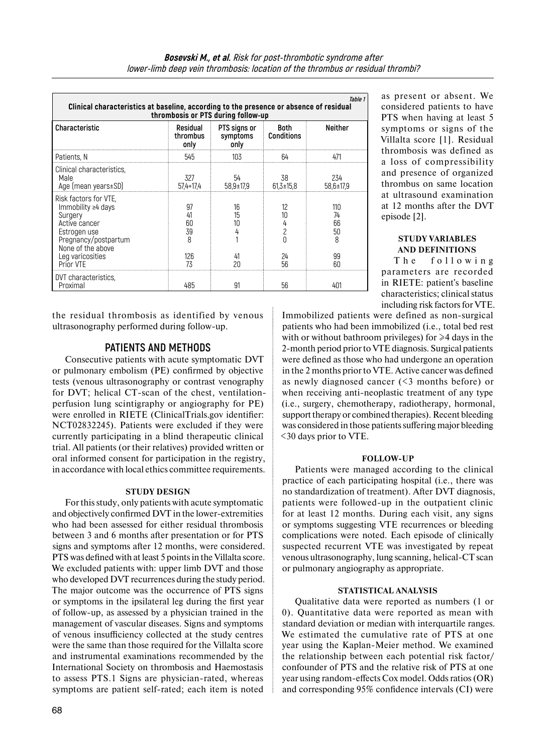Table 1

**Clinical characteristics at baseline, according to the presence or absence of residual thrombosis or PTS during follow-up**

| Characteristic | Residual thrombus only | PTS signs or symptoms only | Both Conditions | Neither |
|---|---|---|---|---|
| Patients, N | 545 | 103 | 64 | 471 |
| Clinical characteristics, | | | | |
| Male | 327 | 54 | 38 | 234 |
| Age (mean years±SD) | 57,4+17,4 | 58,9±17,9 | 61,3±15,8 | 58,6±17,9 |
| Risk factors for VTE, | | | | |
| Immobility ≥4 days | 97 | 16 | 12 | 110 |
| Surgery | 41 | 15 | 10 | 74 |
| Active cancer | 60 | 10 | 4 | 66 |
| Estrogen use | 39 | 4 | 2 | 50 |
| Pregnancy/postpartum | 8 | 1 | 0 | 8 |
| None of the above | | | | |
| Leg varicosities | 126 | 41 | 24 | 99 |
| Prior VTE | 73 | 20 | 56 | 60 |
| DVT characteristics, | | | | |
| Proximal | 485 | 91 | 56 | 401 |

the residual thrombosis as identified by venous ultrasonography performed during follow-up.

## PATIENTS AND METHODS

Consecutive patients with acute symptomatic DVT or pulmonary embolism (PE) confirmed by objective tests (venous ultrasonography or contrast venography for DVT; helical CT-scan of the chest, ventilation-perfusion lung scintigraphy or angiography for PE) were enrolled in RIETE (ClinicalTrials.gov identifier: NCT02832245). Patients were excluded if they were currently participating in a blind therapeutic clinical trial. All patients (or their relatives) provided written or oral informed consent for participation in the registry, in accordance with local ethics committee requirements.

### STUDY DESIGN

For this study, only patients with acute symptomatic and objectively confirmed DVT in the lower-extremities who had been assessed for either residual thrombosis between 3 and 6 months after presentation or for PTS signs and symptoms after 12 months, were considered. PTS was defined with at least 5 points in the Villalta score. We excluded patients with: upper limb DVT and those who developed DVT recurrences during the study period. The major outcome was the occurrence of PTS signs or symptoms in the ipsilateral leg during the first year of follow-up, as assessed by a physician trained in the management of vascular diseases. Signs and symptoms of venous insufficiency collected at the study centres were the same than those required for the Villalta score and instrumental examinations recommended by the International Society on thrombosis and Haemostasis to assess PTS.1 Signs are physician-rated, whereas symptoms are patient self-rated; each item is noted as present or absent. We considered patients to have PTS when having at least 5 symptoms or signs of the Villalta score [1]. Residual thrombosis was defined as a loss of compressibility and presence of organized thrombus on same location at ultrasound examination at 12 months after the DVT episode [2].

### STUDY VARIABLES AND DEFINITIONS

The following parameters are recorded in RIETE: patient's baseline characteristics; clinical status including risk factors for VTE. Immobilized patients were defined as non-surgical patients who had been immobilized (i.e., total bed rest with or without bathroom privileges) for ⩾4 days in the 2-month period prior to VTE diagnosis. Surgical patients were defined as those who had undergone an operation in the 2 months prior to VTE. Active cancer was defined as newly diagnosed cancer (<3 months before) or when receiving anti-neoplastic treatment of any type (i.e., surgery, chemotherapy, radiotherapy, hormonal, support therapy or combined therapies). Recent bleeding was considered in those patients suffering major bleeding <30 days prior to VTE.

### FOLLOW-UP

Patients were managed according to the clinical practice of each participating hospital (i.e., there was no standardization of treatment). After DVT diagnosis, patients were followed-up in the outpatient clinic for at least 12 months. During each visit, any signs or symptoms suggesting VTE recurrences or bleeding complications were noted. Each episode of clinically suspected recurrent VTE was investigated by repeat venous ultrasonography, lung scanning, helical-CT scan or pulmonary angiography as appropriate.

### STATISTICAL ANALYSIS

Qualitative data were reported as numbers (1 or 0). Quantitative data were reported as mean with standard deviation or median with interquartile ranges. We estimated the cumulative rate of PTS at one year using the Kaplan-Meier method. We examined the relationship between each potential risk factor/confounder of PTS and the relative risk of PTS at one year using random-effects Cox model. Odds ratios (OR) and corresponding 95% confidence intervals (CI) were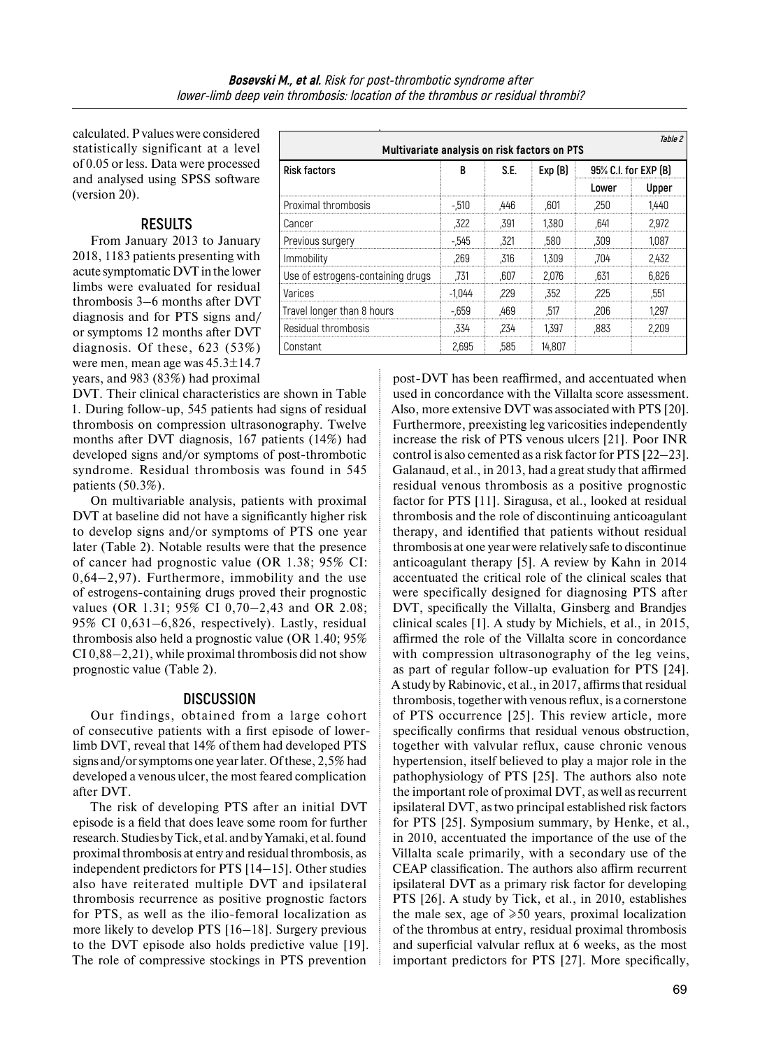calculated. P values were considered statistically significant at a level of 0.05 or less. Data were processed and analysed using SPSS software (version 20).

Table 2

**Multivariate analysis on risk factors on PTS**

| Risk factors | B | S.E. | Exp (B) | 95% C.I. for EXP (B) | |
|---|---|---|---|---|---|
| | | | | Lower | Upper |
| Proximal thrombosis | -,510 | ,446 | ,601 | ,250 | 1,440 |
| Cancer | ,322 | ,391 | 1,380 | ,641 | 2,972 |
| Previous surgery | -,545 | ,321 | ,580 | ,309 | 1,087 |
| Immobility | ,269 | ,316 | 1,309 | ,704 | 2,432 |
| Use of estrogens-containing drugs | ,731 | ,607 | 2,076 | ,631 | 6,826 |
| Varices | -1,044 | ,229 | ,352 | ,225 | ,551 |
| Travel longer than 8 hours | -,659 | ,469 | ,517 | ,206 | 1,297 |
| Residual thrombosis | ,334 | ,234 | 1,397 | ,883 | 2,209 |
| Constant | 2,695 | ,585 | 14,807 | | |

## RESULTS

From January 2013 to January 2018, 1183 patients presenting with acute symptomatic DVT in the lower limbs were evaluated for residual thrombosis 3–6 months after DVT diagnosis and for PTS signs and/or symptoms 12 months after DVT diagnosis. Of these, 623 (53%) were men, mean age was 45.3±14.7 years, and 983 (83%) had proximal DVT. Their clinical characteristics are shown in Table 1. During follow-up, 545 patients had signs of residual thrombosis on compression ultrasonography. Twelve months after DVT diagnosis, 167 patients (14%) had developed signs and/or symptoms of post-thrombotic syndrome. Residual thrombosis was found in 545 patients (50.3%).

On multivariable analysis, patients with proximal DVT at baseline did not have a significantly higher risk to develop signs and/or symptoms of PTS one year later (Table 2). Notable results were that the presence of cancer had prognostic value (OR 1.38; 95% CI: 0,64–2,97). Furthermore, immobility and the use of estrogens-containing drugs proved their prognostic values (OR 1.31; 95% CI 0,70–2,43 and OR 2.08; 95% CI 0,631–6,826, respectively). Lastly, residual thrombosis also held a prognostic value (OR 1.40; 95% CI 0,88–2,21), while proximal thrombosis did not show prognostic value (Table 2).

## DISCUSSION

Our findings, obtained from a large cohort of consecutive patients with a first episode of lower-limb DVT, reveal that 14% of them had developed PTS signs and/or symptoms one year later. Of these, 2,5% had developed a venous ulcer, the most feared complication after DVT.

The risk of developing PTS after an initial DVT episode is a field that does leave some room for further research. Studies by Tick, et al. and by Yamaki, et al. found proximal thrombosis at entry and residual thrombosis, as independent predictors for PTS [14–15]. Other studies also have reiterated multiple DVT and ipsilateral thrombosis recurrence as positive prognostic factors for PTS, as well as the ilio-femoral localization as more likely to develop PTS [16–18]. Surgery previous to the DVT episode also holds predictive value [19]. The role of compressive stockings in PTS prevention post-DVT has been reaffirmed, and accentuated when used in concordance with the Villalta score assessment. Also, more extensive DVT was associated with PTS [20]. Furthermore, preexisting leg varicosities independently increase the risk of PTS venous ulcers [21]. Poor INR control is also cemented as a risk factor for PTS [22–23]. Galanaud, et al., in 2013, had a great study that affirmed residual venous thrombosis as a positive prognostic factor for PTS [11]. Siragusa, et al., looked at residual thrombosis and the role of discontinuing anticoagulant therapy, and identified that patients without residual thrombosis at one year were relatively safe to discontinue anticoagulant therapy [5]. A review by Kahn in 2014 accentuated the critical role of the clinical scales that were specifically designed for diagnosing PTS after DVT, specifically the Villalta, Ginsberg and Brandjes clinical scales [1]. A study by Michiels, et al., in 2015, affirmed the role of the Villalta score in concordance with compression ultrasonography of the leg veins, as part of regular follow-up evaluation for PTS [24]. A study by Rabinovic, et al., in 2017, affirms that residual thrombosis, together with venous reflux, is a cornerstone of PTS occurrence [25]. This review article, more specifically confirms that residual venous obstruction, together with valvular reflux, cause chronic venous hypertension, itself believed to play a major role in the pathophysiology of PTS [25]. The authors also note the important role of proximal DVT, as well as recurrent ipsilateral DVT, as two principal established risk factors for PTS [25]. Symposium summary, by Henke, et al., in 2010, accentuated the importance of the use of the Villalta scale primarily, with a secondary use of the CEAP classification. The authors also affirm recurrent ipsilateral DVT as a primary risk factor for developing PTS [26]. A study by Tick, et al., in 2010, establishes the male sex, age of ⩾50 years, proximal localization of the thrombus at entry, residual proximal thrombosis and superficial valvular reflux at 6 weeks, as the most important predictors for PTS [27]. More specifically,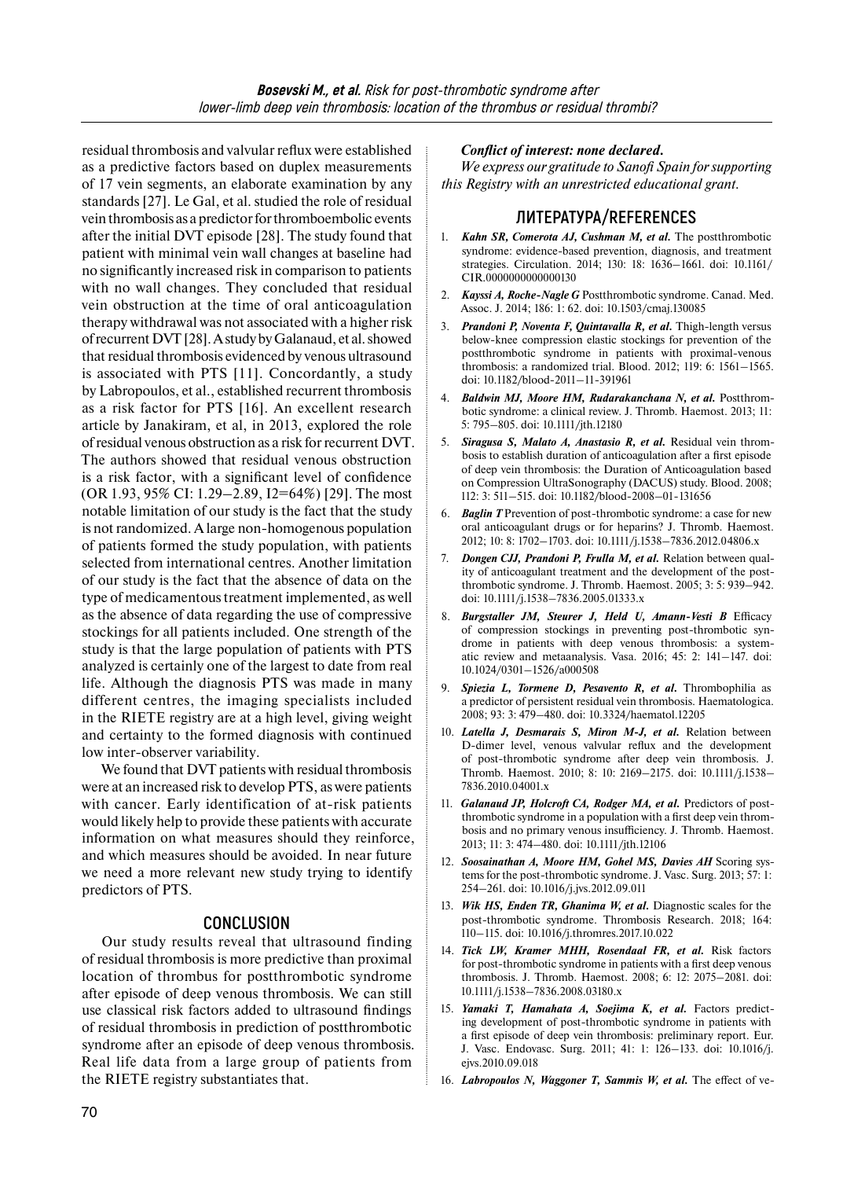residual thrombosis and valvular reflux were established as a predictive factors based on duplex measurements of 17 vein segments, an elaborate examination by any standards [27]. Le Gal, et al. studied the role of residual vein thrombosis as a predictor for thromboembolic events after the initial DVT episode [28]. The study found that patient with minimal vein wall changes at baseline had no significantly increased risk in comparison to patients with no wall changes. They concluded that residual vein obstruction at the time of oral anticoagulation therapy withdrawal was not associated with a higher risk of recurrent DVT [28]. A study by Galanaud, et al. showed that residual thrombosis evidenced by venous ultrasound is associated with PTS [11]. Concordantly, a study by Labropoulos, et al., established recurrent thrombosis as a risk factor for PTS [16]. An excellent research article by Janakiram, et al, in 2013, explored the role of residual venous obstruction as a risk for recurrent DVT. The authors showed that residual venous obstruction is a risk factor, with a significant level of confidence (OR 1.93, 95% CI: 1.29–2.89, I2=64%) [29]. The most notable limitation of our study is the fact that the study is not randomized. A large non-homogenous population of patients formed the study population, with patients selected from international centres. Another limitation of our study is the fact that the absence of data on the type of medicamentous treatment implemented, as well as the absence of data regarding the use of compressive stockings for all patients included. One strength of the study is that the large population of patients with PTS analyzed is certainly one of the largest to date from real life. Although the diagnosis PTS was made in many different centres, the imaging specialists included in the RIETE registry are at a high level, giving weight and certainty to the formed diagnosis with continued low inter-observer variability.

We found that DVT patients with residual thrombosis were at an increased risk to develop PTS, as were patients with cancer. Early identification of at-risk patients would likely help to provide these patients with accurate information on what measures should they reinforce, and which measures should be avoided. In near future we need a more relevant new study trying to identify predictors of PTS.

## CONCLUSION

Our study results reveal that ultrasound finding of residual thrombosis is more predictive than proximal location of thrombus for postthrombotic syndrome after episode of deep venous thrombosis. We can still use classical risk factors added to ultrasound findings of residual thrombosis in prediction of postthrombotic syndrome after an episode of deep venous thrombosis. Real life data from a large group of patients from the RIETE registry substantiates that.

***Conflict of interest: none declared.***

*We express our gratitude to Sanofi Spain for supporting this Registry with an unrestricted educational grant.*

## ЛИТЕРАТУРА/REFERENCES

1. ***Kahn SR, Comerota AJ, Cushman M, et al.*** The postthrombotic syndrome: evidence-based prevention, diagnosis, and treatment strategies. Circulation. 2014; 130: 18: 1636–1661. doi: 10.1161/CIR.0000000000000130
2. ***Kayssi A, Roche-Nagle G*** Postthrombotic syndrome. Canad. Med. Assoc. J. 2014; 186: 1: 62. doi: 10.1503/cmaj.130085
3. ***Prandoni P, Noventa F, Quintavalla R, et al.*** Thigh-length versus below-knee compression elastic stockings for prevention of the postthrombotic syndrome in patients with proximal-venous thrombosis: a randomized trial. Blood. 2012; 119: 6: 1561–1565. doi: 10.1182/blood-2011-11-391961
4. ***Baldwin MJ, Moore HM, Rudarakanchana N, et al.*** Postthrombotic syndrome: a clinical review. J. Thromb. Haemost. 2013; 11: 5: 795–805. doi: 10.1111/jth.12180
5. ***Siragusa S, Malato A, Anastasio R, et al.*** Residual vein thrombosis to establish duration of anticoagulation after a first episode of deep vein thrombosis: the Duration of Anticoagulation based on Compression UltraSonography (DACUS) study. Blood. 2008; 112: 3: 511–515. doi: 10.1182/blood-2008–01-131656
6. ***Baglin T*** Prevention of post-thrombotic syndrome: a case for new oral anticoagulant drugs or for heparins? J. Thromb. Haemost. 2012; 10: 8: 1702–1703. doi: 10.1111/j.1538–7836.2012.04806.x
7. ***Dongen CJJ, Prandoni P, Frulla M, et al.*** Relation between quality of anticoagulant treatment and the development of the postthrombotic syndrome. J. Thromb. Haemost. 2005; 3: 5: 939–942. doi: 10.1111/j.1538–7836.2005.01333.x
8. ***Burgstaller JM, Steurer J, Held U, Amann-Vesti B*** Efficacy of compression stockings in preventing post-thrombotic syndrome in patients with deep venous thrombosis: a systematic review and metaanalysis. Vasa. 2016; 45: 2: 141–147. doi: 10.1024/0301–1526/a000508
9. ***Spiezia L, Tormene D, Pesavento R, et al.*** Thrombophilia as a predictor of persistent residual vein thrombosis. Haematologica. 2008; 93: 3: 479–480. doi: 10.3324/haematol.12205
10. ***Latella J, Desmarais S, Miron M-J, et al.*** Relation between D-dimer level, venous valvular reflux and the development of post-thrombotic syndrome after deep vein thrombosis. J. Thromb. Haemost. 2010; 8: 10: 2169–2175. doi: 10.1111/j.1538–7836.2010.04001.x
11. ***Galanaud JP, Holcroft CA, Rodger MA, et al.*** Predictors of postthrombotic syndrome in a population with a first deep vein thrombosis and no primary venous insufficiency. J. Thromb. Haemost. 2013; 11: 3: 474–480. doi: 10.1111/jth.12106
12. ***Soosainathan A, Moore HM, Gohel MS, Davies AH*** Scoring systems for the post-thrombotic syndrome. J. Vasc. Surg. 2013; 57: 1: 254–261. doi: 10.1016/j.jvs.2012.09.011
13. ***Wik HS, Enden TR, Ghanima W, et al.*** Diagnostic scales for the post-thrombotic syndrome. Thrombosis Research. 2018; 164: 110–115. doi: 10.1016/j.thromres.2017.10.022
14. ***Tick LW, Kramer MHH, Rosendaal FR, et al.*** Risk factors for post-thrombotic syndrome in patients with a first deep venous thrombosis. J. Thromb. Haemost. 2008; 6: 12: 2075–2081. doi: 10.1111/j.1538–7836.2008.03180.x
15. ***Yamaki T, Hamahata A, Soejima K, et al.*** Factors predicting development of post-thrombotic syndrome in patients with a first episode of deep vein thrombosis: preliminary report. Eur. J. Vasc. Endovasc. Surg. 2011; 41: 1: 126–133. doi: 10.1016/j.ejvs.2010.09.018
16. ***Labropoulos N, Waggoner T, Sammis W, et al.*** The effect of ve-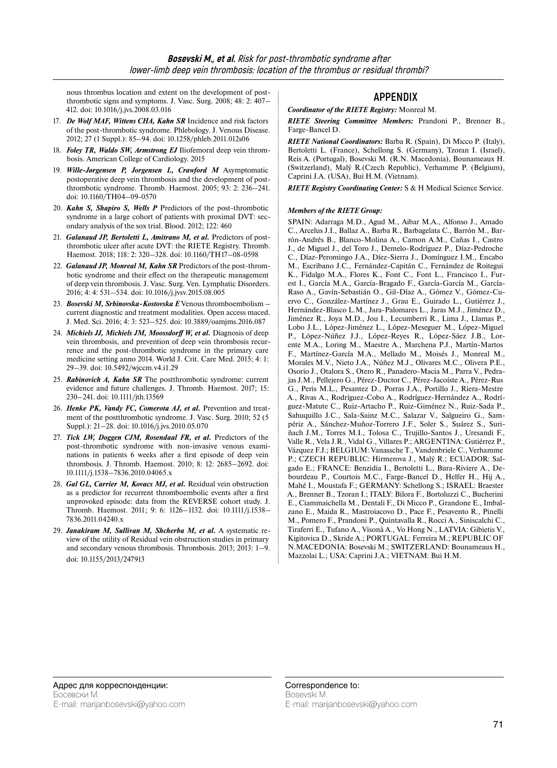nous thrombus location and extent on the development of post-thrombotic signs and symptoms. J. Vasc. Surg. 2008; 48: 2: 407–412. doi: 10.1016/j.jvs.2008.03.016

17. ***De Wolf MAF, Wittens CHA, Kahn SR*** Incidence and risk factors of the post-thrombotic syndrome. Phlebology. J. Venous Disease. 2012; 27 (1 Suppl.): 85–94. doi: 10.1258/phleb.2011.012s06
18. ***Foley TR, Waldo SW, Armstrong EJ*** Iliofemoral deep vein thrombosis. American College of Cardiology. 2015
19. ***Wille-Jørgensen P, Jorgensen L, Crawford M*** Asymptomatic postoperative deep vein thrombosis and the development of post-thrombotic syndrome. Thromb. Haemost. 2005; 93: 2: 236–241. doi: 10.1160/TH04–09-0570
20. ***Kahn S, Shapiro S, Wells P*** Predictors of the post-thrombotic syndrome in a large cohort of patients with proximal DVT: secondary analysis of the sox trial. Blood. 2012; 122: 460
21. ***Galanaud JP, Bertoletti L, Amitrano M, et al.*** Predictors of post-thrombotic ulcer after acute DVT: the RIETE Registry. Thromb. Haemost. 2018; 118: 2: 320–328. doi: 10.1160/TH17–08-0598
22. ***Galanaud JP, Monreal M, Kahn SR*** Predictors of the post-thrombotic syndrome and their effect on the therapeutic management of deep vein thrombosis. J. Vasc. Surg. Ven. Lymphatic Disorders. 2016; 4: 4: 531–534. doi: 10.1016/j.jvsv.2015.08.005
23. ***Bosevski M, Srbinovska-Kostovska E*** Venous thromboembolism – current diagnostic and treatment modalities. Open access maced. J. Med. Sci. 2016; 4: 3: 523–525. doi: 10.3889/oamjms.2016.087
24. ***Michiels JJ, Michiels JM, Moossdorff W, et al.*** Diagnosis of deep vein thrombosis, and prevention of deep vein thrombosis recurrence and the post-thrombotic syndrome in the primary care medicine setting anno 2014. World J. Crit. Care Med. 2015; 4: 1: 29–39. doi: 10.5492/wjccm.v4.i1.29
25. ***Rabinovich A, Kahn SR*** The postthrombotic syndrome: current evidence and future challenges. J. Thromb. Haemost. 2017; 15: 230–241. doi: 10.1111/jth.13569
26. ***Henke PK, Vandy FC, Comerota AJ, et al.*** Prevention and treatment of the postthrombotic syndrome. J. Vasc. Surg. 2010; 52 (5 Suppl.): 21–28. doi: 10.1016/j.jvs.2010.05.070
27. ***Tick LW, Doggen CJM, Rosendaal FR, et al.*** Predictors of the post-thrombotic syndrome with non-invasive venous examinations in patients 6 weeks after a first episode of deep vein thrombosis. J. Thromb. Haemost. 2010; 8: 12: 2685–2692. doi: 10.1111/j.1538–7836.2010.04065.x
28. ***Gal GL, Carrier M, Kovacs MJ, et al.*** Residual vein obstruction as a predictor for recurrent thromboembolic events after a first unprovoked episode: data from the REVERSE cohort study. J. Thromb. Haemost. 2011; 9: 6: 1126–1132. doi: 10.1111/j.1538–7836.2011.04240.x
29. ***Janakiram M, Sullivan M, Shcherba M, et al.*** A systematic review of the utility of Residual vein obstruction studies in primary and secondary venous thrombosis. Thrombosis. 2013; 2013: 1–9. doi: 10.1155/2013/247913

## APPENDIX

***Coordinator of the RIETE Registry:*** Monreal M.

***RIETE Steering Committee Members:*** Prandoni P., Brenner B., Farge-Bancel D.

***RIETE National Coordinators:*** Barba R. (Spain), Di Micco P. (Italy), Bertoletti L. (France), Schellong S. (Germany), Tzoran I. (Israel), Reis A. (Portugal), Bosevski M. (R.N. Macedonia), Bounameaux H. (Switzerland), Malý R.(Czech Republic), Verhamme P. (Belgium), Caprini J.A. (USA), Bui H.M. (Vietnam).

***RIETE Registry Coordinating Center:*** S & H Medical Science Service.

***Members of the RIETE Group:***

SPAIN: Adarraga M.D., Agud M., Aibar M.A., Alfonso J., Amado C., Arcelus J.I., Ballaz A., Barba R., Barbagelata C., Barrón M., Barrón-Andrés B., Blanco-Molina A., Camon A.M., Cañas I., Castro J., de Miguel J., del Toro J., Demelo-Rodríguez P., Díaz-Pedroche C., Díaz-Peromingo J.A., Díez-Sierra J., Domínguez I.M., Encabo M., Escribano J.C., Fernández-Capitán C., Fernández de Roitegui K., Fidalgo M.A., Flores K., Font C., Font L., Francisco I., Furest I., García M.A., García-Bragado F., García-García M., García-Raso A., Gavín-Sebastián O., Gil-Díaz A., Gómez V., Gómez-Cuervo C., González-Martínez J., Grau E., Guirado L., Gutiérrez J., Hernández-Blasco L.M., Jara-Palomares L., Jaras M.J., Jiménez D., Jiménez R., Joya M.D., Jou I., Lecumberri R., Lima J., Llamas P., Lobo J.L., López-Jiménez L., López-Meseguer M., López-Miguel P., López-Núñez J.J., López-Reyes R., López-Sáez J.B., Lorente M.A., Loring M., Maestre A., Marchena P.J., Martín-Martos F., Martínez-García M.A., Mellado M., Moisés J., Monreal M., Morales M.V., Nieto J.A., Núñez M.J., Olivares M.C., Olivera P.E., Osorio J., Otalora S., Otero R., Panadero-Macia M., Parra V., Pedrajas J.M., Pellejero G., Pérez-Ductor C., Pérez-Jacoíste A., Pérez-Rus G., Peris M.L., Pesantez D., Porras J.A., Portillo J., Riera-Mestre A., Rivas A., Rodríguez-Cobo A., Rodríguez-Hernández A., Rodríguez-Matute C., Ruiz-Artacho P., Ruiz-Giménez N., Ruiz-Sada P., Sahuquillo J.C., Sala-Sainz M.C., Salazar V., Salgueiro G., Sampériz A., Sánchez-Muñoz-Torrero J.F., Soler S., Suárez S., Suriñach J.M., Torres M.I., Tolosa C., Trujillo-Santos J., Uresandi F., Valle R., Vela J.R., Vidal G., Villares P.; ARGENTINA: Gutiérrez P., Vázquez F.J.; BELGIUM: Vanassche T., Vandenbriele C., Verhamme P.; CZECH REPUBLIC: Hirmerova J., Malý R.; ECUADOR: Salgado E.; FRANCE: Benzidia I., Bertoletti L., Bura-Riviere A., Debourdeau P., Courtois M.C., Farge-Bancel D., Helfer H., Hij A., Mahé I., Moustafa F.; GERMANY: Schellong S.; ISRAEL: Braester A., Brenner B., Tzoran I.; ITALY: Bilora F., Bortoluzzi C., Bucherini E., Ciammaichella M., Dentali F., Di Micco P., Grandone E., Imbalzano E., Maida R., Mastroiacovo D., Pace F., Pesavento R., Pinelli M., Pomero F., Prandoni P., Quintavalla R., Rocci A., Siniscalchi C., Tiraferri E., Tufano A., Visonà A., Vo Hong N., LATVIA: Gibietis V., Kigitovica D., Skride A.; PORTUGAL: Ferreira M.; REPUBLIC OF N.MACEDONIA: Bosevski M.; SWITZERLAND: Bounameaux H., Mazzolai L.; USA: Caprini J.A.; VIETNAM: Bui H.M.

Адрес для корреспонденции:
Босевски М.
E-mail: marijanbosevski@yahoo.com

Correspondence to:
Bosevski M.
E-mail: marijanbosevski@yahoo.com